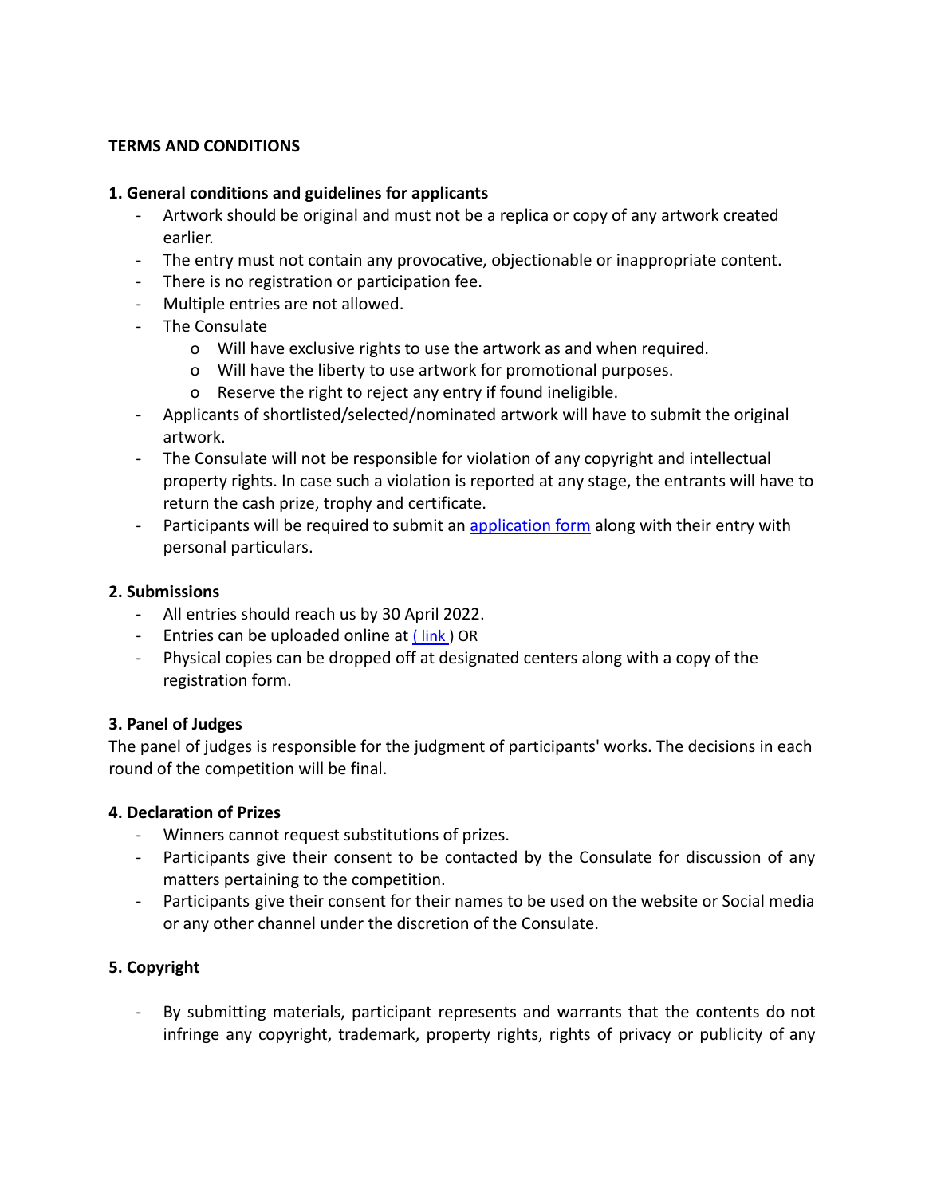**TERMS AND CONDITIONS**

**1. General conditions and guidelines for applicants**

- Artwork should be original and must not be a replica or copy of any artwork created earlier.
- The entry must not contain any provocative, objectionable or inappropriate content.
- There is no registration or participation fee.
- Multiple entries are not allowed.
- The Consulate
    - Will have exclusive rights to use the artwork as and when required.
    - Will have the liberty to use artwork for promotional purposes.
    - Reserve the right to reject any entry if found ineligible.
- Applicants of shortlisted/selected/nominated artwork will have to submit the original artwork.
- The Consulate will not be responsible for violation of any copyright and intellectual property rights. In case such a violation is reported at any stage, the entrants will have to return the cash prize, trophy and certificate.
- Participants will be required to submit an application form along with their entry with personal particulars.

**2. Submissions**

- All entries should reach us by 30 April 2022.
- Entries can be uploaded online at ( link ) OR
- Physical copies can be dropped off at designated centers along with a copy of the registration form.

**3. Panel of Judges**

The panel of judges is responsible for the judgment of participants' works. The decisions in each round of the competition will be final.

**4. Declaration of Prizes**

- Winners cannot request substitutions of prizes.
- Participants give their consent to be contacted by the Consulate for discussion of any matters pertaining to the competition.
- Participants give their consent for their names to be used on the website or Social media or any other channel under the discretion of the Consulate.

**5. Copyright**

- By submitting materials, participant represents and warrants that the contents do not infringe any copyright, trademark, property rights, rights of privacy or publicity of any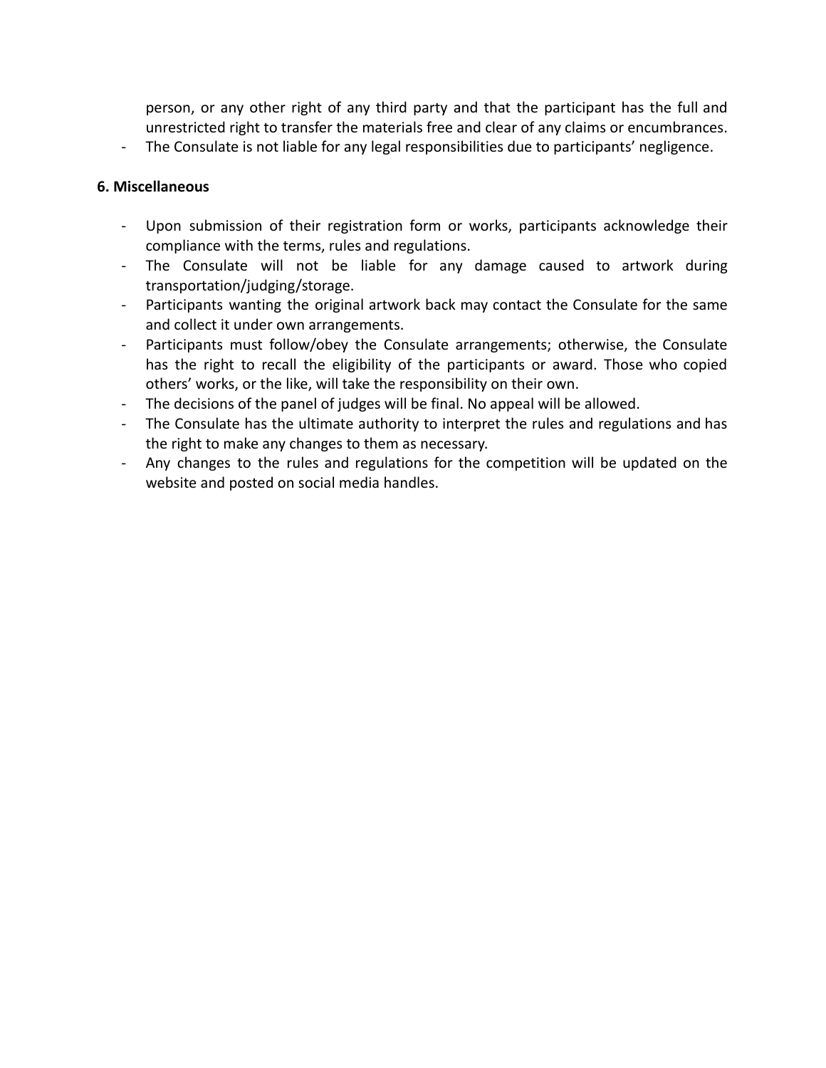person, or any other right of any third party and that the participant has the full and unrestricted right to transfer the materials free and clear of any claims or encumbrances.
- The Consulate is not liable for any legal responsibilities due to participants' negligence.

**6. Miscellaneous**

- Upon submission of their registration form or works, participants acknowledge their compliance with the terms, rules and regulations.
- The Consulate will not be liable for any damage caused to artwork during transportation/judging/storage.
- Participants wanting the original artwork back may contact the Consulate for the same and collect it under own arrangements.
- Participants must follow/obey the Consulate arrangements; otherwise, the Consulate has the right to recall the eligibility of the participants or award. Those who copied others' works, or the like, will take the responsibility on their own.
- The decisions of the panel of judges will be final. No appeal will be allowed.
- The Consulate has the ultimate authority to interpret the rules and regulations and has the right to make any changes to them as necessary.
- Any changes to the rules and regulations for the competition will be updated on the website and posted on social media handles.